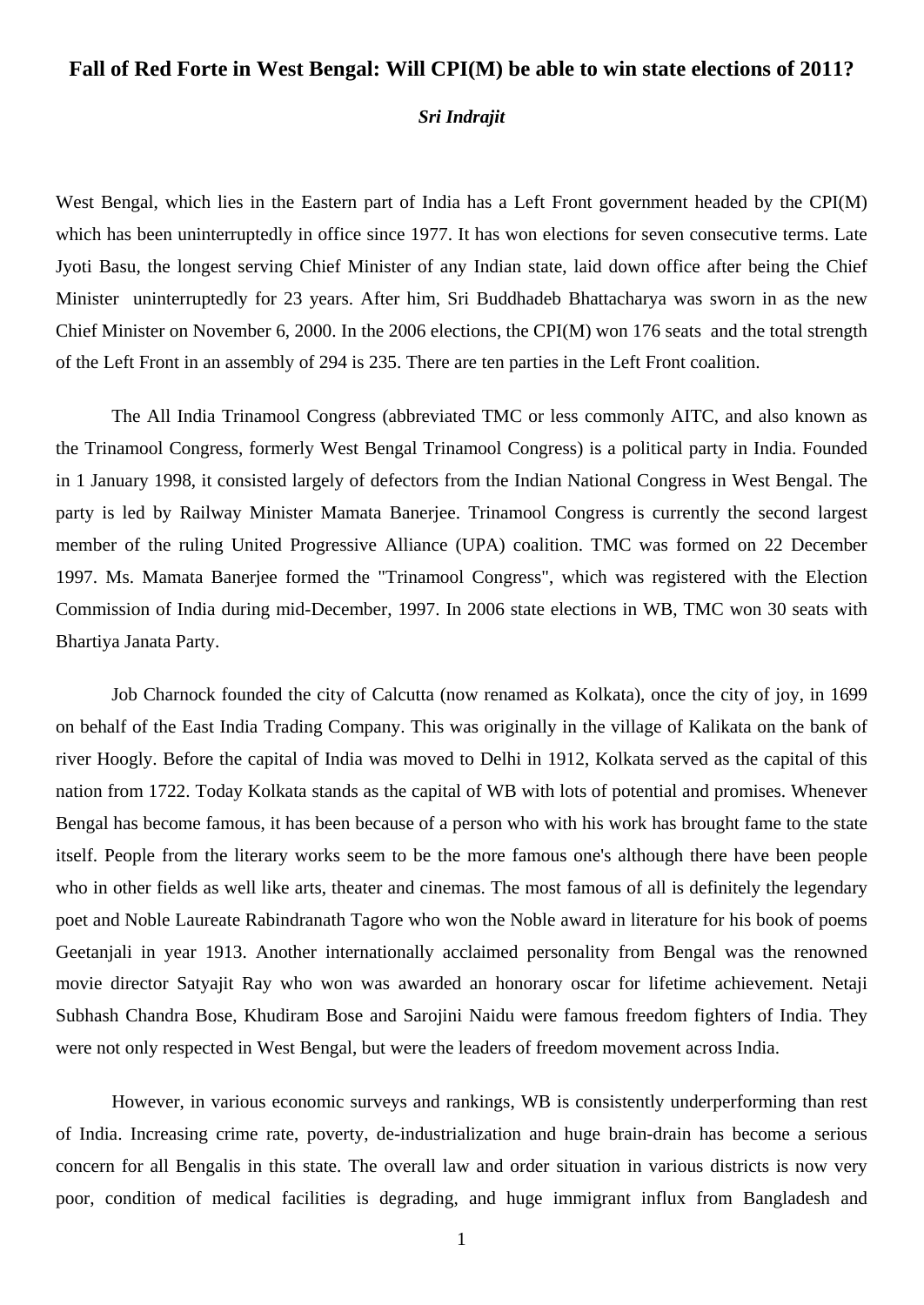# Fall of Red Forte in West Bengal: Will CPI(M) be able to win state elections of 2011?

***Sri Indrajit***

West Bengal, which lies in the Eastern part of India has a Left Front government headed by the CPI(M) which has been uninterruptedly in office since 1977. It has won elections for seven consecutive terms. Late Jyoti Basu, the longest serving Chief Minister of any Indian state, laid down office after being the Chief Minister uninterruptedly for 23 years. After him, Sri Buddhadeb Bhattacharya was sworn in as the new Chief Minister on November 6, 2000. In the 2006 elections, the CPI(M) won 176 seats and the total strength of the Left Front in an assembly of 294 is 235. There are ten parties in the Left Front coalition.

The All India Trinamool Congress (abbreviated TMC or less commonly AITC, and also known as the Trinamool Congress, formerly West Bengal Trinamool Congress) is a political party in India. Founded in 1 January 1998, it consisted largely of defectors from the Indian National Congress in West Bengal. The party is led by Railway Minister Mamata Banerjee. Trinamool Congress is currently the second largest member of the ruling United Progressive Alliance (UPA) coalition. TMC was formed on 22 December 1997. Ms. Mamata Banerjee formed the "Trinamool Congress", which was registered with the Election Commission of India during mid-December, 1997. In 2006 state elections in WB, TMC won 30 seats with Bhartiya Janata Party.

Job Charnock founded the city of Calcutta (now renamed as Kolkata), once the city of joy, in 1699 on behalf of the East India Trading Company. This was originally in the village of Kalikata on the bank of river Hoogly. Before the capital of India was moved to Delhi in 1912, Kolkata served as the capital of this nation from 1722. Today Kolkata stands as the capital of WB with lots of potential and promises. Whenever Bengal has become famous, it has been because of a person who with his work has brought fame to the state itself. People from the literary works seem to be the more famous one's although there have been people who in other fields as well like arts, theater and cinemas. The most famous of all is definitely the legendary poet and Noble Laureate Rabindranath Tagore who won the Noble award in literature for his book of poems Geetanjali in year 1913. Another internationally acclaimed personality from Bengal was the renowned movie director Satyajit Ray who won was awarded an honorary oscar for lifetime achievement. Netaji Subhash Chandra Bose, Khudiram Bose and Sarojini Naidu were famous freedom fighters of India. They were not only respected in West Bengal, but were the leaders of freedom movement across India.

However, in various economic surveys and rankings, WB is consistently underperforming than rest of India. Increasing crime rate, poverty, de-industrialization and huge brain-drain has become a serious concern for all Bengalis in this state. The overall law and order situation in various districts is now very poor, condition of medical facilities is degrading, and huge immigrant influx from Bangladesh and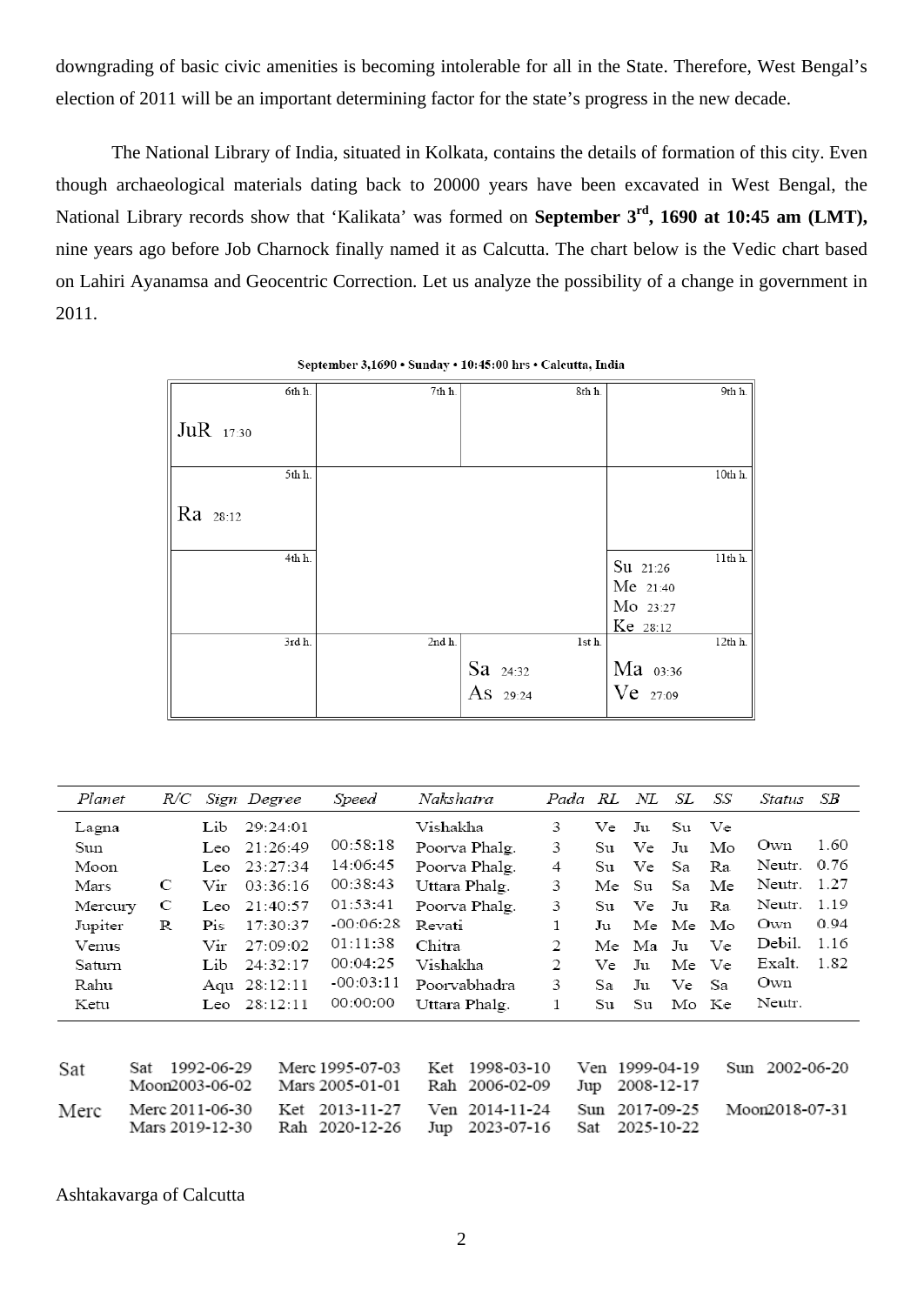downgrading of basic civic amenities is becoming intolerable for all in the State. Therefore, West Bengal's election of 2011 will be an important determining factor for the state's progress in the new decade.

The National Library of India, situated in Kolkata, contains the details of formation of this city. Even though archaeological materials dating back to 20000 years have been excavated in West Bengal, the National Library records show that 'Kalikata' was formed on **September 3rd, 1690 at 10:45 am (LMT),** nine years ago before Job Charnock finally named it as Calcutta. The chart below is the Vedic chart based on Lahiri Ayanamsa and Geocentric Correction. Let us analyze the possibility of a change in government in 2011.

**September 3,1690 • Sunday • 10:45:00 hrs • Calcutta, India**

| 6th h. JuR 17:30 | 7th h. | 8th h. | 9th h. |
|---|---|---|---|
| 5th h. Ra 28:12 | | | 10th h. |
| 4th h. | | | 11th h. Su 21:26, Me 21:40, Mo 23:27, Ke 28:12 |
| 3rd h. | 2nd h. | 1st h. Sa 24:32, As 29:24 | 12th h. Ma 03:36, Ve 27:09 |

| Planet | R/C | Sign | Degree | Speed | Nakshatra | Pada | RL | NL | SL | SS | Status | SB |
|---|---|---|---|---|---|---|---|---|---|---|---|---|
| Lagna | | Lib | 29:24:01 | | Vishakha | 3 | Ve | Ju | Su | Ve | | |
| Sun | | Leo | 21:26:49 | 00:58:18 | Poorva Phalg. | 3 | Su | Ve | Ju | Mo | Own | 1.60 |
| Moon | | Leo | 23:27:34 | 14:06:45 | Poorva Phalg. | 4 | Su | Ve | Sa | Ra | Neutr. | 0.76 |
| Mars | C | Vir | 03:36:16 | 00:38:43 | Uttara Phalg. | 3 | Me | Su | Sa | Me | Neutr. | 1.27 |
| Mercury | C | Leo | 21:40:57 | 01:53:41 | Poorva Phalg. | 3 | Su | Ve | Ju | Ra | Neutr. | 1.19 |
| Jupiter | R | Pis | 17:30:37 | -00:06:28 | Revati | 1 | Ju | Me | Me | Mo | Own | 0.94 |
| Venus | | Vir | 27:09:02 | 01:11:38 | Chitra | 2 | Me | Ma | Ju | Ve | Debil. | 1.16 |
| Saturn | | Lib | 24:32:17 | 00:04:25 | Vishakha | 2 | Ve | Ju | Me | Ve | Exalt. | 1.82 |
| Rahu | | Aqu | 28:12:11 | -00:03:11 | Poorvabhadra | 3 | Sa | Ju | Ve | Sa | Own | |
| Ketu | | Leo | 28:12:11 | 00:00:00 | Uttara Phalg. | 1 | Su | Su | Mo | Ke | Neutr. | |

| | | | | | |
|---|---|---|---|---|---|
| Sat | Sat 1992-06-29 | Merc 1995-07-03 | Ket 1998-03-10 | Ven 1999-04-19 | Sun 2002-06-20 |
| | Moon 2003-06-02 | Mars 2005-01-01 | Rah 2006-02-09 | Jup 2008-12-17 | |
| Merc | Merc 2011-06-30 | Ket 2013-11-27 | Ven 2014-11-24 | Sun 2017-09-25 | Moon 2018-07-31 |
| | Mars 2019-12-30 | Rah 2020-12-26 | Jup 2023-07-16 | Sat 2025-10-22 | |

Ashtakavarga of Calcutta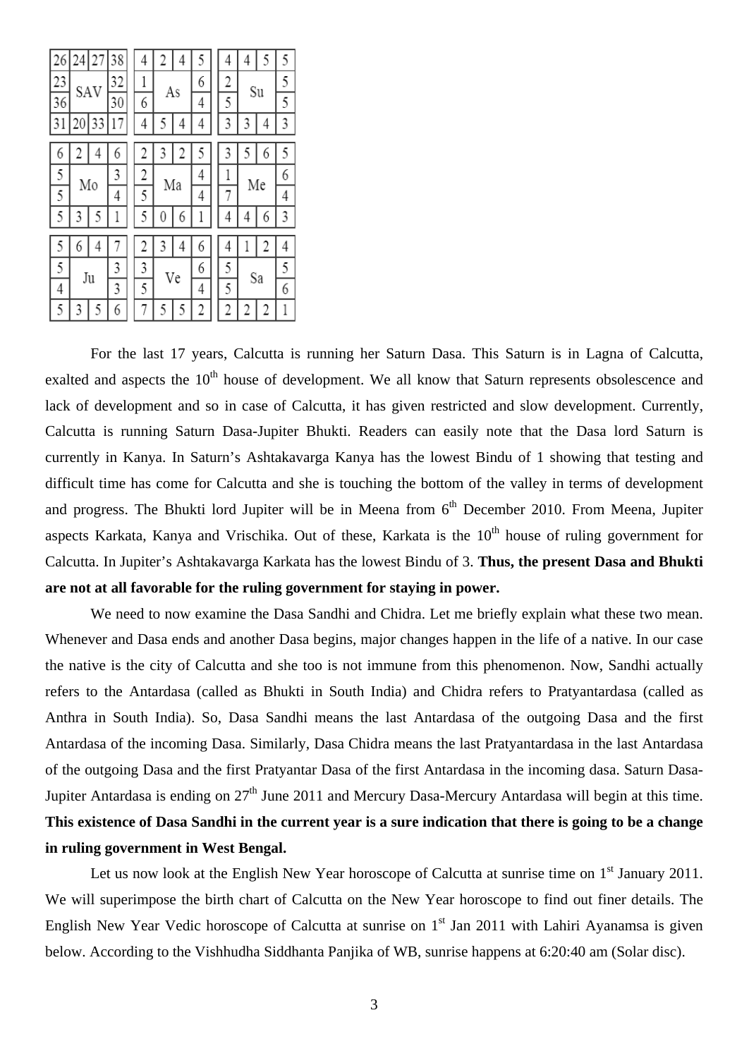| 26 | 24 | 27 | 38 |
|---|---|---|---|
| 23 | SAV | | 32 |
| 36 | | | 30 |
| 31 | 20 | 33 | 17 |

| 4 | 2 | 4 | 5 |
|---|---|---|---|
| 1 | As | | 6 |
| 6 | | | 4 |
| 4 | 5 | 4 | 4 |

| 4 | 4 | 5 | 5 |
|---|---|---|---|
| 2 | Su | | 5 |
| 5 | | | 5 |
| 3 | 3 | 4 | 3 |

| 6 | 2 | 4 | 6 |
|---|---|---|---|
| 5 | Mo | | 3 |
| 5 | | | 4 |
| 5 | 3 | 5 | 1 |

| 2 | 3 | 2 | 5 |
|---|---|---|---|
| 2 | Ma | | 4 |
| 5 | | | 4 |
| 5 | 0 | 6 | 1 |

| 3 | 5 | 6 | 5 |
|---|---|---|---|
| 1 | Me | | 6 |
| 7 | | | 4 |
| 4 | 4 | 6 | 3 |

| 5 | 6 | 4 | 7 |
|---|---|---|---|
| 5 | Ju | | 3 |
| 4 | | | 3 |
| 5 | 3 | 5 | 6 |

| 2 | 3 | 4 | 6 |
|---|---|---|---|
| 3 | Ve | | 6 |
| 5 | | | 4 |
| 7 | 5 | 5 | 2 |

| 4 | 1 | 2 | 4 |
|---|---|---|---|
| 5 | Sa | | 5 |
| 5 | | | 6 |
| 2 | 2 | 2 | 1 |

For the last 17 years, Calcutta is running her Saturn Dasa. This Saturn is in Lagna of Calcutta, exalted and aspects the 10th house of development. We all know that Saturn represents obsolescence and lack of development and so in case of Calcutta, it has given restricted and slow development. Currently, Calcutta is running Saturn Dasa-Jupiter Bhukti. Readers can easily note that the Dasa lord Saturn is currently in Kanya. In Saturn's Ashtakavarga Kanya has the lowest Bindu of 1 showing that testing and difficult time has come for Calcutta and she is touching the bottom of the valley in terms of development and progress. The Bhukti lord Jupiter will be in Meena from 6th December 2010. From Meena, Jupiter aspects Karkata, Kanya and Vrischika. Out of these, Karkata is the 10th house of ruling government for Calcutta. In Jupiter's Ashtakavarga Karkata has the lowest Bindu of 3. **Thus, the present Dasa and Bhukti are not at all favorable for the ruling government for staying in power.**

We need to now examine the Dasa Sandhi and Chidra. Let me briefly explain what these two mean. Whenever and Dasa ends and another Dasa begins, major changes happen in the life of a native. In our case the native is the city of Calcutta and she too is not immune from this phenomenon. Now, Sandhi actually refers to the Antardasa (called as Bhukti in South India) and Chidra refers to Pratyantardasa (called as Anthra in South India). So, Dasa Sandhi means the last Antardasa of the outgoing Dasa and the first Antardasa of the incoming Dasa. Similarly, Dasa Chidra means the last Pratyantardasa in the last Antardasa of the outgoing Dasa and the first Pratyantar Dasa of the first Antardasa in the incoming dasa. Saturn Dasa-Jupiter Antardasa is ending on 27th June 2011 and Mercury Dasa-Mercury Antardasa will begin at this time. **This existence of Dasa Sandhi in the current year is a sure indication that there is going to be a change in ruling government in West Bengal.**

Let us now look at the English New Year horoscope of Calcutta at sunrise time on 1st January 2011. We will superimpose the birth chart of Calcutta on the New Year horoscope to find out finer details. The English New Year Vedic horoscope of Calcutta at sunrise on 1st Jan 2011 with Lahiri Ayanamsa is given below. According to the Vishhudha Siddhanta Panjika of WB, sunrise happens at 6:20:40 am (Solar disc).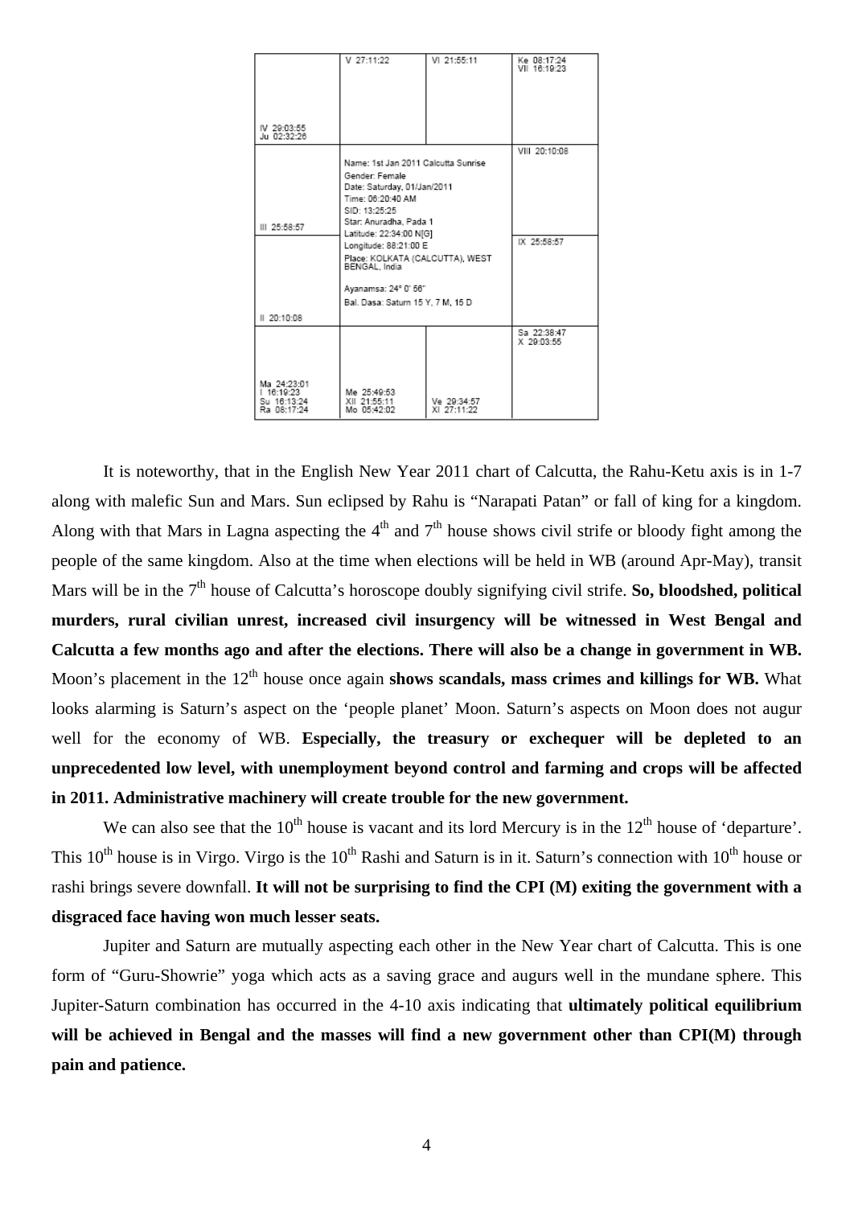| | | | |
|---|---|---|---|
| IV 29:03:55<br>Ju 02:32:26 | V 27:11:22 | VI 21:55:11 | Ke 08:17:24<br>VII 16:19:23 |
| III 25:58:57 | Name: 1st Jan 2011 Calcutta Sunrise<br>Gender: Female<br>Date: Saturday, 01/Jan/2011<br>Time: 06:20:40 AM<br>SID: 13:25:25<br>Star: Anuradha, Pada 1<br>Latitude: 22:34:00 N[G]<br>Longitude: 88:21:00 E<br>Place: KOLKATA (CALCUTTA), WEST BENGAL, India<br>Ayanamsa: 24° 0' 56"<br>Bal. Dasa: Saturn 15 Y, 7 M, 15 D | | VIII 20:10:08 |
| II 20:10:08 | | | IX 25:58:57 |
| Ma 24:23:01<br>I 16:19:23<br>Su 16:13:24<br>Ra 08:17:24 | Me 25:49:53<br>XII 21:55:11<br>Mo 05:42:02 | Ve 29:34:57<br>XI 27:11:22 | Sa 22:38:47<br>X 29:03:55 |

It is noteworthy, that in the English New Year 2011 chart of Calcutta, the Rahu-Ketu axis is in 1-7 along with malefic Sun and Mars. Sun eclipsed by Rahu is "Narapati Patan" or fall of king for a kingdom. Along with that Mars in Lagna aspecting the 4th and 7th house shows civil strife or bloody fight among the people of the same kingdom. Also at the time when elections will be held in WB (around Apr-May), transit Mars will be in the 7th house of Calcutta's horoscope doubly signifying civil strife. **So, bloodshed, political murders, rural civilian unrest, increased civil insurgency will be witnessed in West Bengal and Calcutta a few months ago and after the elections. There will also be a change in government in WB.** Moon's placement in the 12th house once again **shows scandals, mass crimes and killings for WB.** What looks alarming is Saturn's aspect on the 'people planet' Moon. Saturn's aspects on Moon does not augur well for the economy of WB. **Especially, the treasury or exchequer will be depleted to an unprecedented low level, with unemployment beyond control and farming and crops will be affected in 2011. Administrative machinery will create trouble for the new government.**

We can also see that the 10th house is vacant and its lord Mercury is in the 12th house of 'departure'. This 10th house is in Virgo. Virgo is the 10th Rashi and Saturn is in it. Saturn's connection with 10th house or rashi brings severe downfall. **It will not be surprising to find the CPI (M) exiting the government with a disgraced face having won much lesser seats.**

Jupiter and Saturn are mutually aspecting each other in the New Year chart of Calcutta. This is one form of "Guru-Showrie" yoga which acts as a saving grace and augurs well in the mundane sphere. This Jupiter-Saturn combination has occurred in the 4-10 axis indicating that **ultimately political equilibrium will be achieved in Bengal and the masses will find a new government other than CPI(M) through pain and patience.**